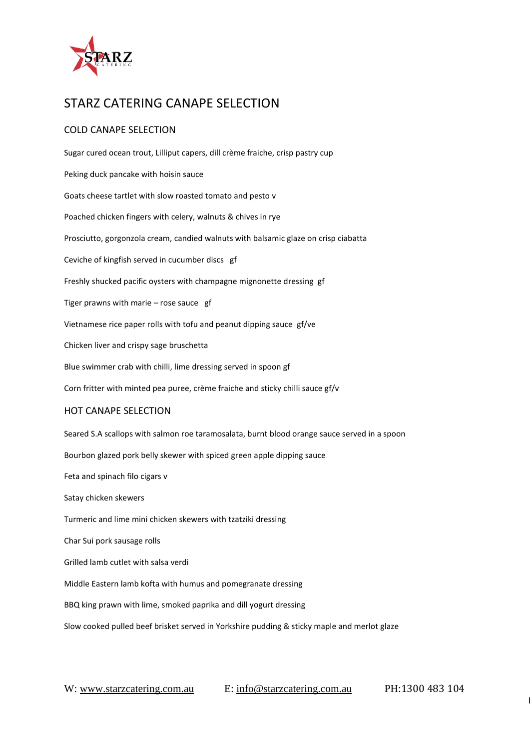# STARZ CATERING CANAPE SELECTION

## COLD CANAPE SELECTION

Sugar cured ocean trout, Lilliput capers, dill crème fraiche, crisp pastry cup

Peking duck pancake with hoisin sauce

Goats cheese tartlet with slow roasted tomato and pesto v

Poached chicken fingers with celery, walnuts & chives in rye

Prosciutto, gorgonzola cream, candied walnuts with balsamic glaze on crisp ciabatta

Ceviche of kingfish served in cucumber discs gf

Freshly shucked pacific oysters with champagne mignonette dressing gf

Tiger prawns with marie – rose sauce gf

Vietnamese rice paper rolls with tofu and peanut dipping sauce gf/ve

Chicken liver and crispy sage bruschetta

Blue swimmer crab with chilli, lime dressing served in spoon gf

Corn fritter with minted pea puree, crème fraiche and sticky chilli sauce gf/v

## HOT CANAPE SELECTION

Seared S.A scallops with salmon roe taramosalata, burnt blood orange sauce served in a spoon

Bourbon glazed pork belly skewer with spiced green apple dipping sauce

Feta and spinach filo cigars v

Satay chicken skewers

Turmeric and lime mini chicken skewers with tzatziki dressing

Char Sui pork sausage rolls

Grilled lamb cutlet with salsa verdi

Middle Eastern lamb kofta with humus and pomegranate dressing

BBQ king prawn with lime, smoked paprika and dill yogurt dressing

Slow cooked pulled beef brisket served in Yorkshire pudding & sticky maple and merlot glaze

W: www.starzcatering.com.au E: info@starzcatering.com.au PH:1300 483 104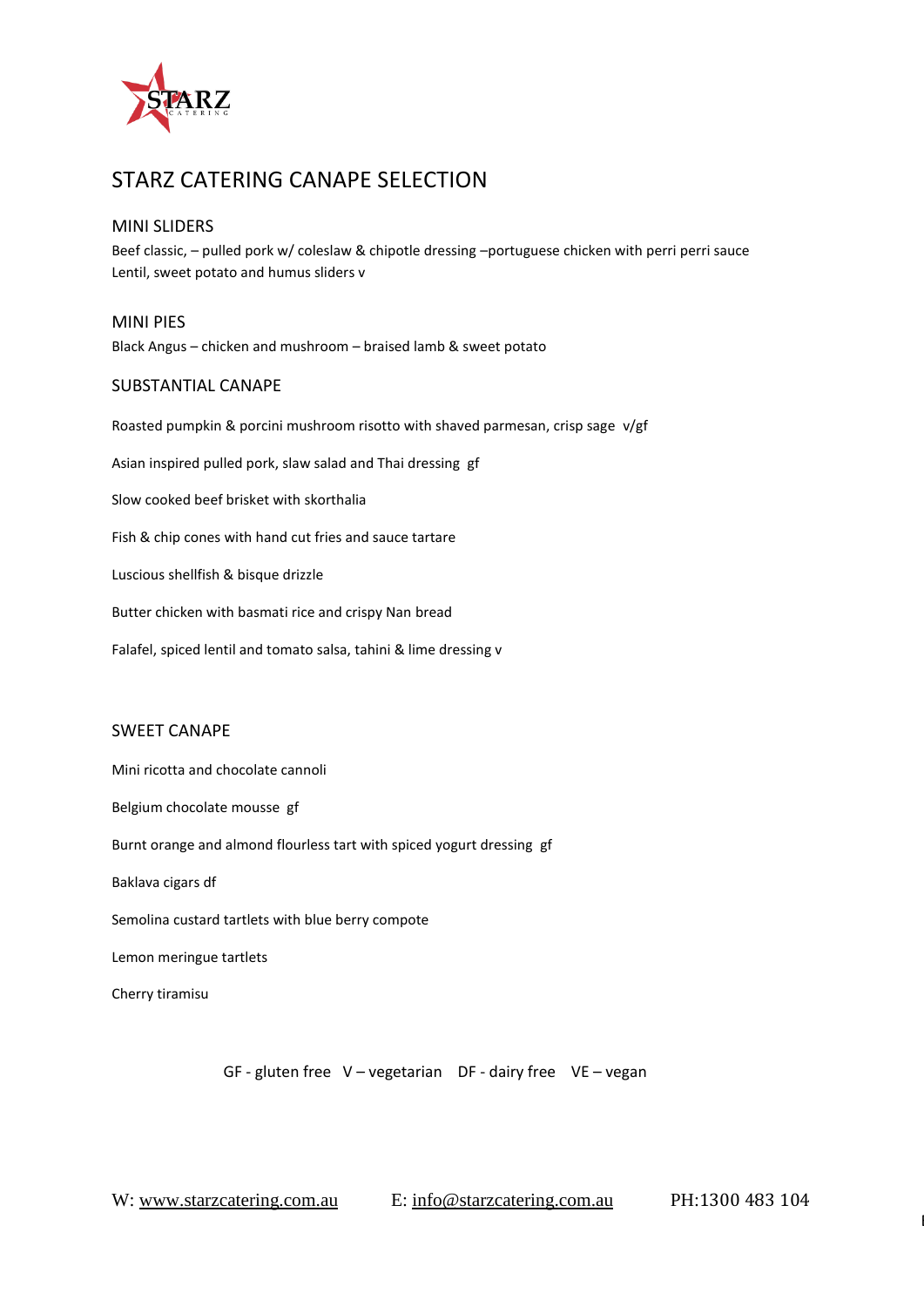# STARZ CATERING CANAPE SELECTION

## MINI SLIDERS

Beef classic, – pulled pork w/ coleslaw & chipotle dressing –portuguese chicken with perri perri sauce
Lentil, sweet potato and humus sliders v

## MINI PIES

Black Angus – chicken and mushroom – braised lamb & sweet potato

## SUBSTANTIAL CANAPE

Roasted pumpkin & porcini mushroom risotto with shaved parmesan, crisp sage v/gf

Asian inspired pulled pork, slaw salad and Thai dressing gf

Slow cooked beef brisket with skorthalia

Fish & chip cones with hand cut fries and sauce tartare

Luscious shellfish & bisque drizzle

Butter chicken with basmati rice and crispy Nan bread

Falafel, spiced lentil and tomato salsa, tahini & lime dressing v

## SWEET CANAPE

Mini ricotta and chocolate cannoli

Belgium chocolate mousse gf

Burnt orange and almond flourless tart with spiced yogurt dressing gf

Baklava cigars df

Semolina custard tartlets with blue berry compote

Lemon meringue tartlets

Cherry tiramisu

GF - gluten free V – vegetarian DF - dairy free VE – vegan

W: www.starzcatering.com.au E: info@starzcatering.com.au PH:1300 483 104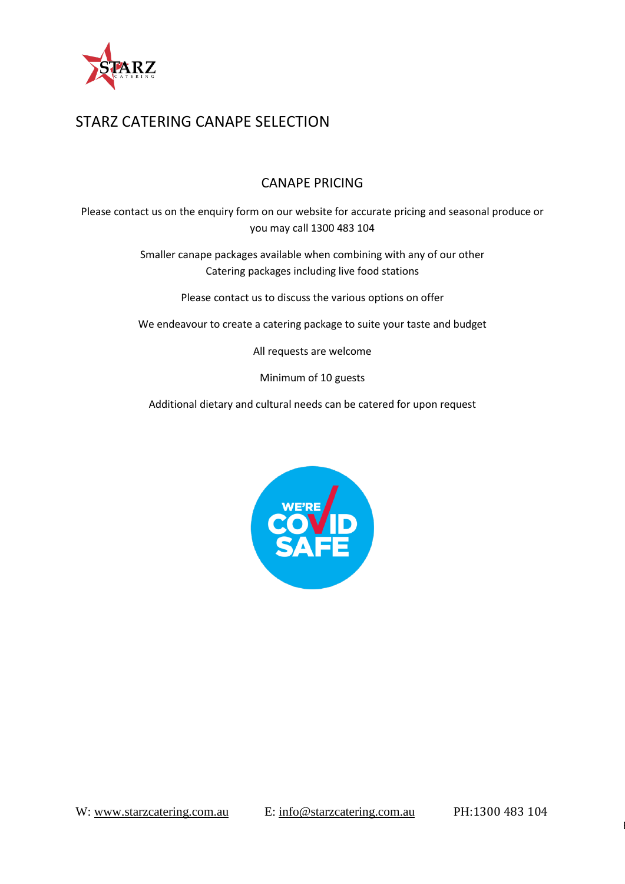# STARZ CATERING CANAPE SELECTION

## CANAPE PRICING

Please contact us on the enquiry form on our website for accurate pricing and seasonal produce or you may call 1300 483 104

Smaller canape packages available when combining with any of our other Catering packages including live food stations

Please contact us to discuss the various options on offer

We endeavour to create a catering package to suite your taste and budget

All requests are welcome

Minimum of 10 guests

Additional dietary and cultural needs can be catered for upon request

W: www.starzcatering.com.au E: info@starzcatering.com.au PH:1300 483 104